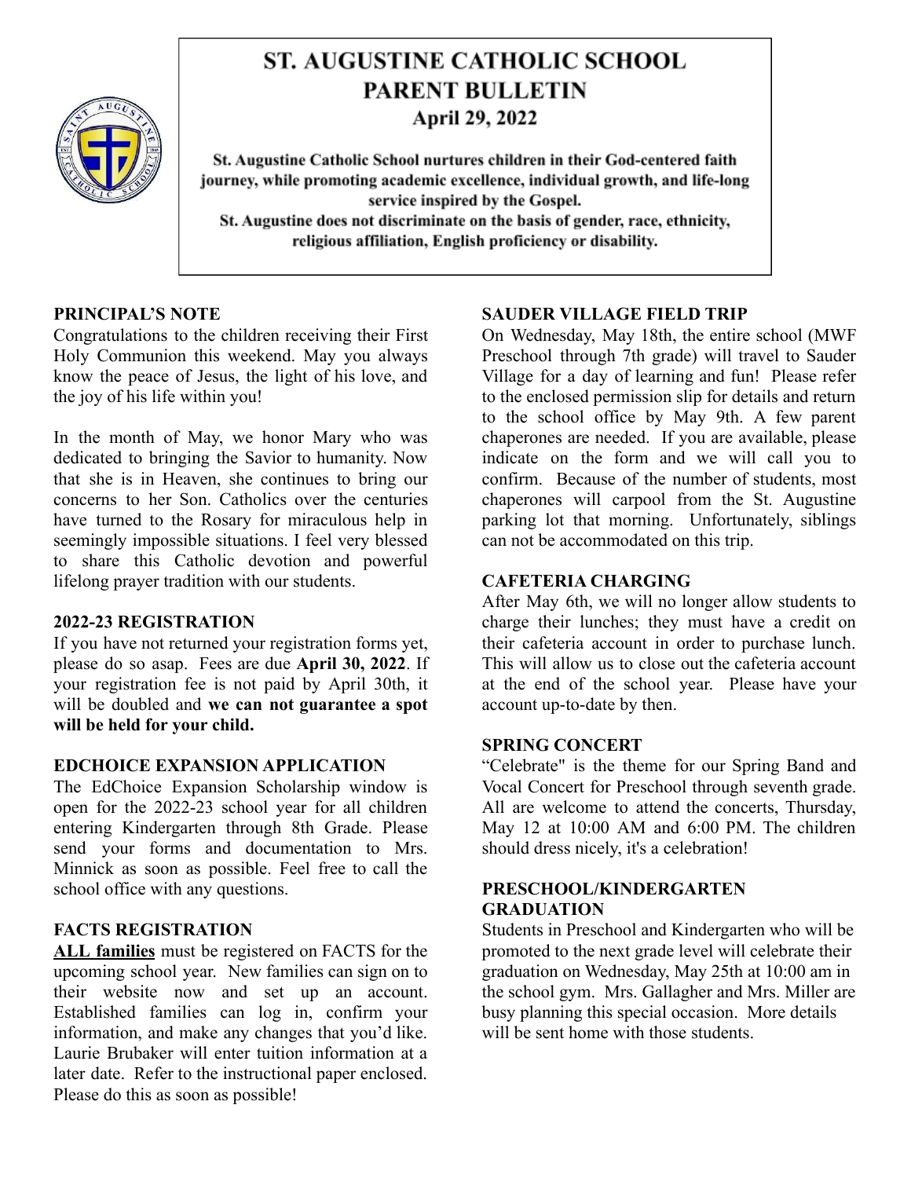# ST. AUGUSTINE CATHOLIC SCHOOL
## PARENT BULLETIN
### April 29, 2022

**St. Augustine Catholic School nurtures children in their God-centered faith journey, while promoting academic excellence, individual growth, and life-long service inspired by the Gospel.**
**St. Augustine does not discriminate on the basis of gender, race, ethnicity, religious affiliation, English proficiency or disability.**

**PRINCIPAL'S NOTE**

Congratulations to the children receiving their First Holy Communion this weekend. May you always know the peace of Jesus, the light of his love, and the joy of his life within you!

In the month of May, we honor Mary who was dedicated to bringing the Savior to humanity. Now that she is in Heaven, she continues to bring our concerns to her Son. Catholics over the centuries have turned to the Rosary for miraculous help in seemingly impossible situations. I feel very blessed to share this Catholic devotion and powerful lifelong prayer tradition with our students.

**2022-23 REGISTRATION**

If you have not returned your registration forms yet, please do so asap. Fees are due **April 30, 2022**. If your registration fee is not paid by April 30th, it will be doubled and **we can not guarantee a spot will be held for your child.**

**EDCHOICE EXPANSION APPLICATION**

The EdChoice Expansion Scholarship window is open for the 2022-23 school year for all children entering Kindergarten through 8th Grade. Please send your forms and documentation to Mrs. Minnick as soon as possible. Feel free to call the school office with any questions.

**FACTS REGISTRATION**

**ALL families** must be registered on FACTS for the upcoming school year. New families can sign on to their website now and set up an account. Established families can log in, confirm your information, and make any changes that you'd like. Laurie Brubaker will enter tuition information at a later date. Refer to the instructional paper enclosed. Please do this as soon as possible!

**SAUDER VILLAGE FIELD TRIP**

On Wednesday, May 18th, the entire school (MWF Preschool through 7th grade) will travel to Sauder Village for a day of learning and fun! Please refer to the enclosed permission slip for details and return to the school office by May 9th. A few parent chaperones are needed. If you are available, please indicate on the form and we will call you to confirm. Because of the number of students, most chaperones will carpool from the St. Augustine parking lot that morning. Unfortunately, siblings can not be accommodated on this trip.

**CAFETERIA CHARGING**

After May 6th, we will no longer allow students to charge their lunches; they must have a credit on their cafeteria account in order to purchase lunch. This will allow us to close out the cafeteria account at the end of the school year. Please have your account up-to-date by then.

**SPRING CONCERT**

"Celebrate" is the theme for our Spring Band and Vocal Concert for Preschool through seventh grade. All are welcome to attend the concerts, Thursday, May 12 at 10:00 AM and 6:00 PM. The children should dress nicely, it's a celebration!

**PRESCHOOL/KINDERGARTEN GRADUATION**

Students in Preschool and Kindergarten who will be promoted to the next grade level will celebrate their graduation on Wednesday, May 25th at 10:00 am in the school gym. Mrs. Gallagher and Mrs. Miller are busy planning this special occasion. More details will be sent home with those students.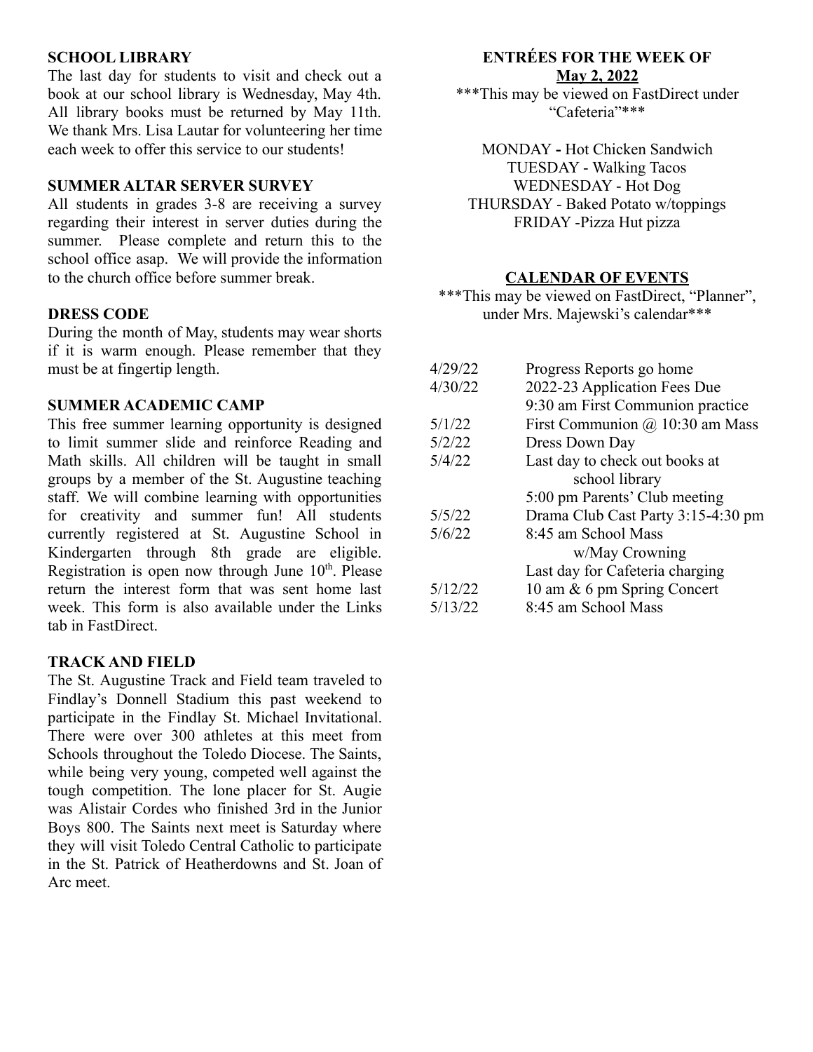## SCHOOL LIBRARY

The last day for students to visit and check out a book at our school library is Wednesday, May 4th. All library books must be returned by May 11th. We thank Mrs. Lisa Lautar for volunteering her time each week to offer this service to our students!

## SUMMER ALTAR SERVER SURVEY

All students in grades 3-8 are receiving a survey regarding their interest in server duties during the summer. Please complete and return this to the school office asap. We will provide the information to the church office before summer break.

## DRESS CODE

During the month of May, students may wear shorts if it is warm enough. Please remember that they must be at fingertip length.

## SUMMER ACADEMIC CAMP

This free summer learning opportunity is designed to limit summer slide and reinforce Reading and Math skills. All children will be taught in small groups by a member of the St. Augustine teaching staff. We will combine learning with opportunities for creativity and summer fun! All students currently registered at St. Augustine School in Kindergarten through 8th grade are eligible. Registration is open now through June 10th. Please return the interest form that was sent home last week. This form is also available under the Links tab in FastDirect.

## TRACK AND FIELD

The St. Augustine Track and Field team traveled to Findlay's Donnell Stadium this past weekend to participate in the Findlay St. Michael Invitational. There were over 300 athletes at this meet from Schools throughout the Toledo Diocese. The Saints, while being very young, competed well against the tough competition. The lone placer for St. Augie was Alistair Cordes who finished 3rd in the Junior Boys 800. The Saints next meet is Saturday where they will visit Toledo Central Catholic to participate in the St. Patrick of Heatherdowns and St. Joan of Arc meet.

## ENTRÉES FOR THE WEEK OF
**May 2, 2022**

***This may be viewed on FastDirect under "Cafeteria"***

MONDAY - Hot Chicken Sandwich
TUESDAY - Walking Tacos
WEDNESDAY - Hot Dog
THURSDAY - Baked Potato w/toppings
FRIDAY -Pizza Hut pizza

## CALENDAR OF EVENTS

***This may be viewed on FastDirect, "Planner", under Mrs. Majewski's calendar***

| | |
|---|---|
| 4/29/22 | Progress Reports go home |
| 4/30/22 | 2022-23 Application Fees Due |
| | 9:30 am First Communion practice |
| 5/1/22 | First Communion @ 10:30 am Mass |
| 5/2/22 | Dress Down Day |
| 5/4/22 | Last day to check out books at school library |
| | 5:00 pm Parents' Club meeting |
| 5/5/22 | Drama Club Cast Party 3:15-4:30 pm |
| 5/6/22 | 8:45 am School Mass w/May Crowning |
| | Last day for Cafeteria charging |
| 5/12/22 | 10 am & 6 pm Spring Concert |
| 5/13/22 | 8:45 am School Mass |